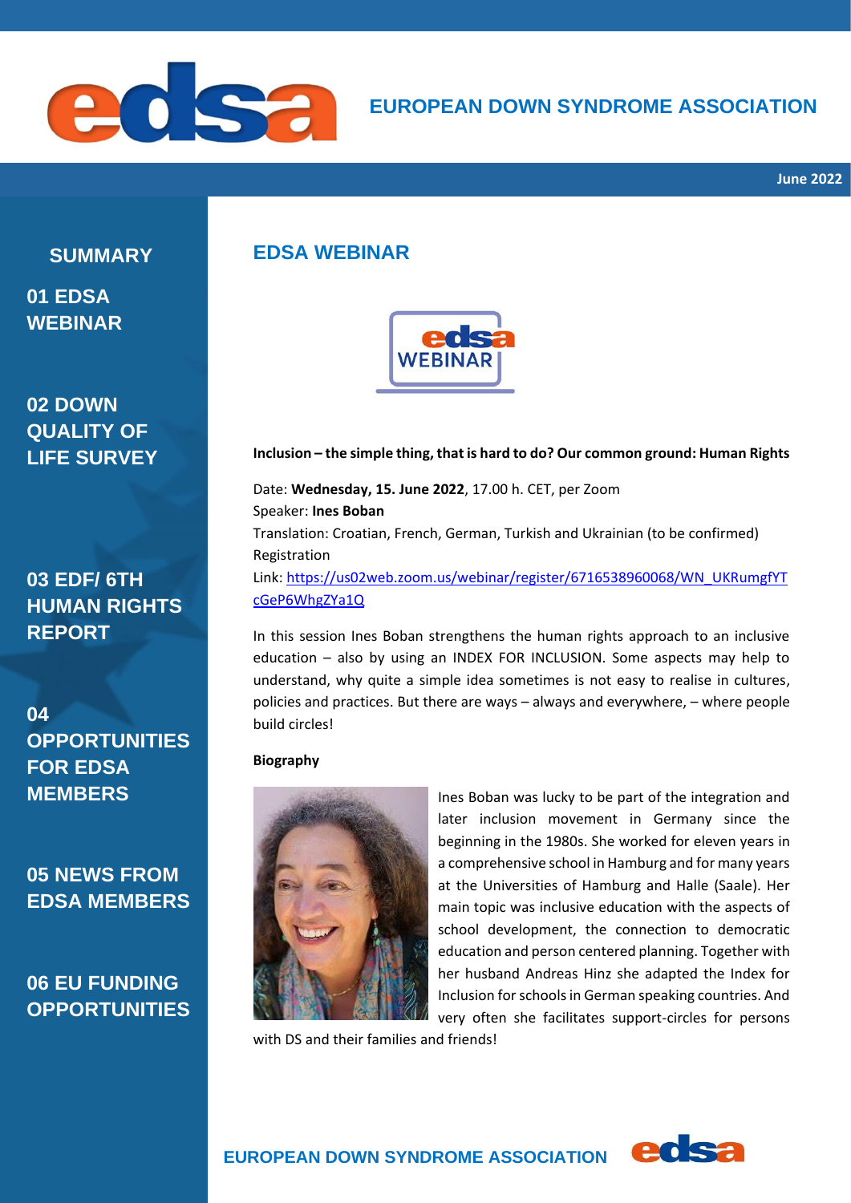# EUROPEAN DOWN SYNDROME ASSOCIATION

**June 2022**

## SUMMARY

01 EDSA WEBINAR

02 DOWN QUALITY OF LIFE SURVEY

03 EDF/ 6TH HUMAN RIGHTS REPORT

04 OPPORTUNITIES FOR EDSA MEMBERS

05 NEWS FROM EDSA MEMBERS

06 EU FUNDING OPPORTUNITIES

## EDSA WEBINAR

**Inclusion – the simple thing, that is hard to do? Our common ground: Human Rights**

Date: **Wednesday, 15. June 2022**, 17.00 h. CET, per Zoom
Speaker: **Ines Boban**
Translation: Croatian, French, German, Turkish and Ukrainian (to be confirmed)
Registration
Link: https://us02web.zoom.us/webinar/register/6716538960068/WN_UKRumgfYTcGeP6WhgZYa1Q

In this session Ines Boban strengthens the human rights approach to an inclusive education – also by using an INDEX FOR INCLUSION. Some aspects may help to understand, why quite a simple idea sometimes is not easy to realise in cultures, policies and practices. But there are ways – always and everywhere, – where people build circles!

**Biography**

Ines Boban was lucky to be part of the integration and later inclusion movement in Germany since the beginning in the 1980s. She worked for eleven years in a comprehensive school in Hamburg and for many years at the Universities of Hamburg and Halle (Saale). Her main topic was inclusive education with the aspects of school development, the connection to democratic education and person centered planning. Together with her husband Andreas Hinz she adapted the Index for Inclusion for schools in German speaking countries. And very often she facilitates support-circles for persons with DS and their families and friends!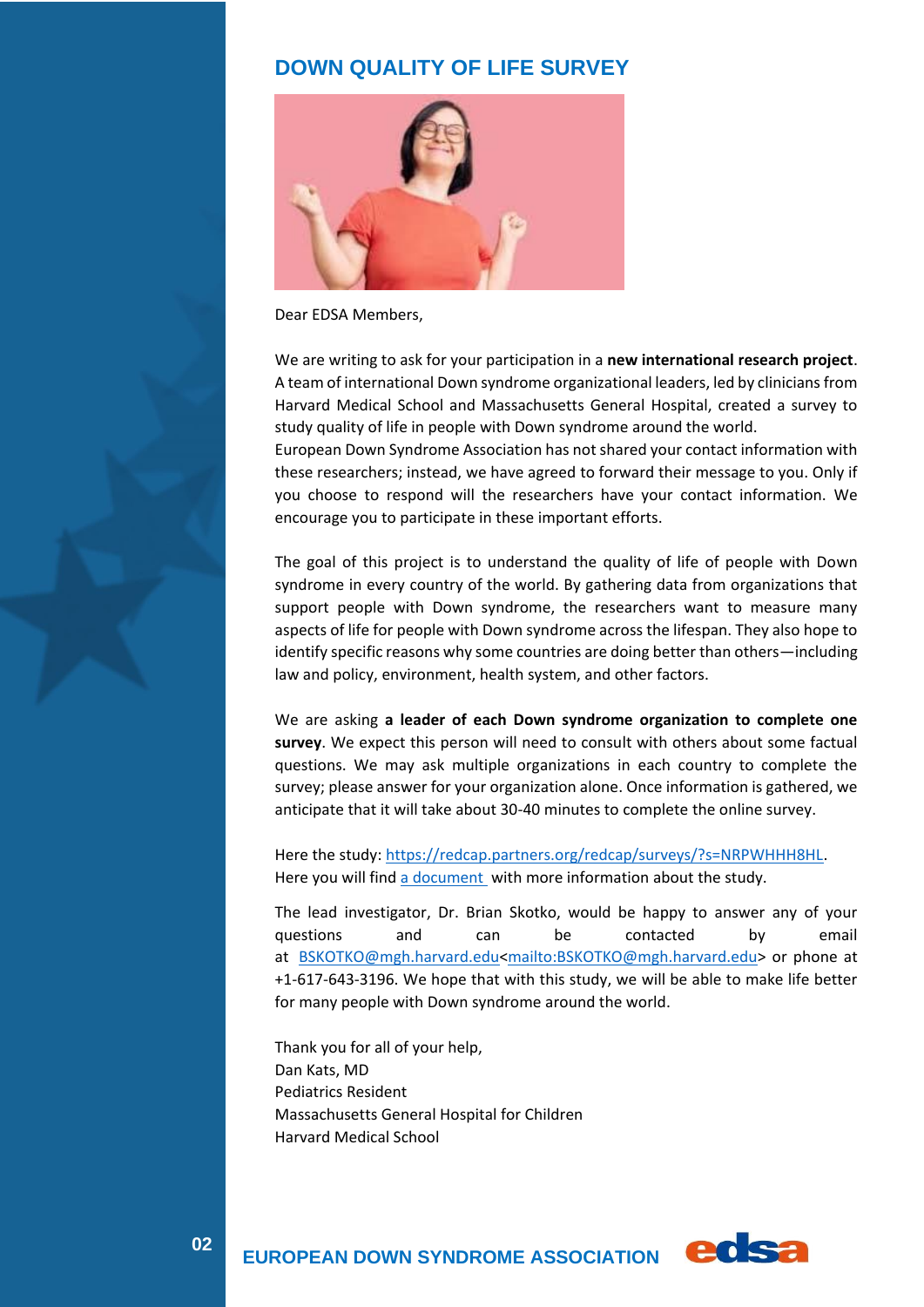## DOWN QUALITY OF LIFE SURVEY

Dear EDSA Members,

We are writing to ask for your participation in a **new international research project**. A team of international Down syndrome organizational leaders, led by clinicians from Harvard Medical School and Massachusetts General Hospital, created a survey to study quality of life in people with Down syndrome around the world.
European Down Syndrome Association has not shared your contact information with these researchers; instead, we have agreed to forward their message to you. Only if you choose to respond will the researchers have your contact information. We encourage you to participate in these important efforts.

The goal of this project is to understand the quality of life of people with Down syndrome in every country of the world. By gathering data from organizations that support people with Down syndrome, the researchers want to measure many aspects of life for people with Down syndrome across the lifespan. They also hope to identify specific reasons why some countries are doing better than others—including law and policy, environment, health system, and other factors.

We are asking **a leader of each Down syndrome organization to complete one survey**. We expect this person will need to consult with others about some factual questions. We may ask multiple organizations in each country to complete the survey; please answer for your organization alone. Once information is gathered, we anticipate that it will take about 30-40 minutes to complete the online survey.

Here the study: https://redcap.partners.org/redcap/surveys/?s=NRPWHHH8HL.
Here you will find a document with more information about the study.

The lead investigator, Dr. Brian Skotko, would be happy to answer any of your questions and can be contacted by email at BSKOTKO@mgh.harvard.edu<mailto:BSKOTKO@mgh.harvard.edu> or phone at +1-617-643-3196. We hope that with this study, we will be able to make life better for many people with Down syndrome around the world.

Thank you for all of your help,
Dan Kats, MD
Pediatrics Resident
Massachusetts General Hospital for Children
Harvard Medical School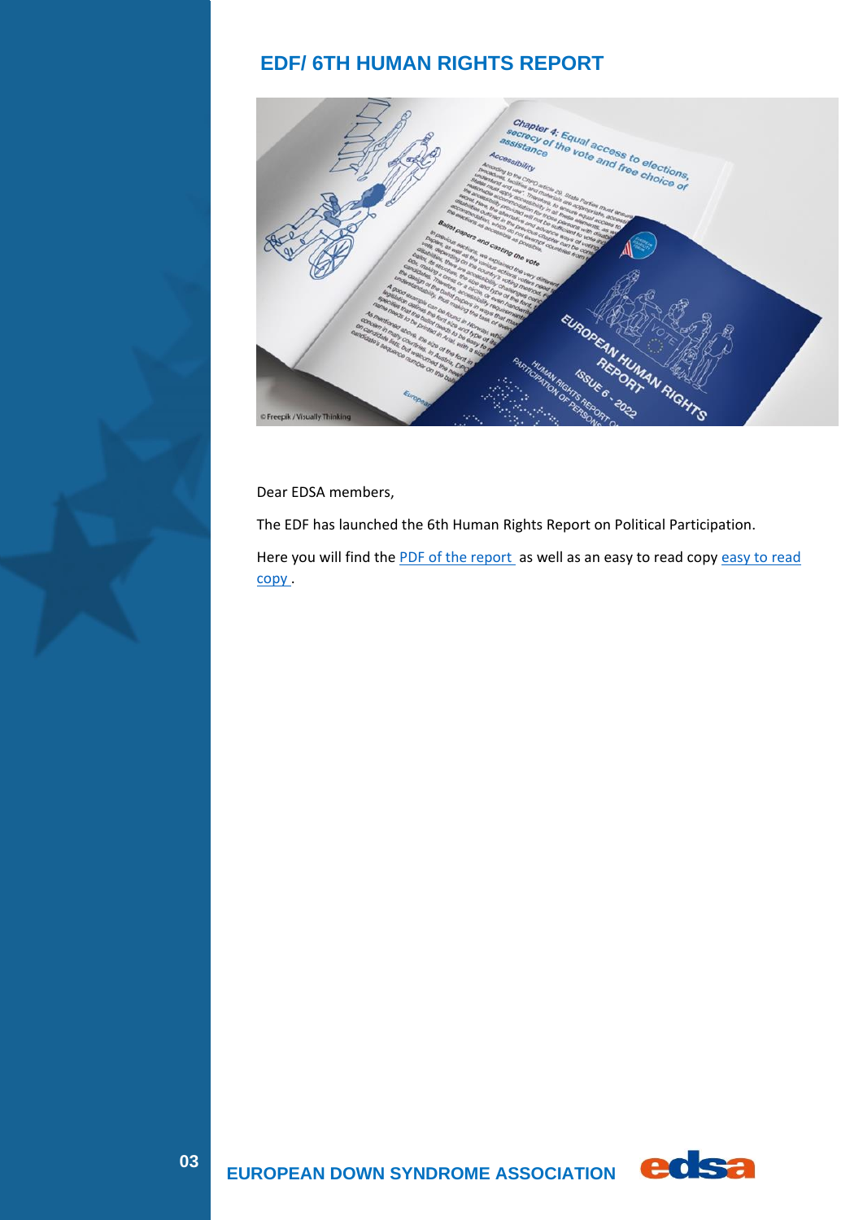# EDF/ 6TH HUMAN RIGHTS REPORT

Dear EDSA members,

The EDF has launched the 6th Human Rights Report on Political Participation.

Here you will find the PDF of the report as well as an easy to read copy easy to read copy .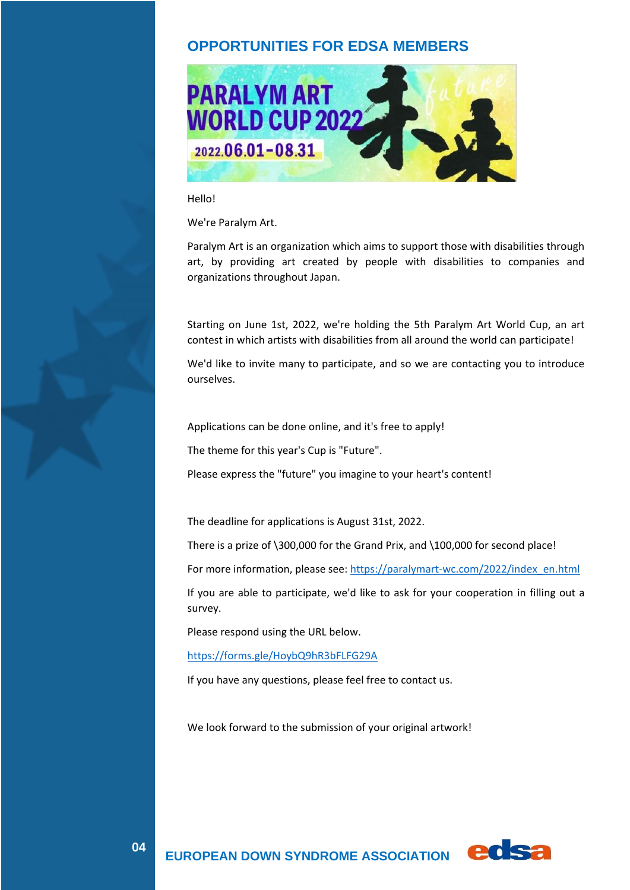## OPPORTUNITIES FOR EDSA MEMBERS

Hello!

We're Paralym Art.

Paralym Art is an organization which aims to support those with disabilities through art, by providing art created by people with disabilities to companies and organizations throughout Japan.

Starting on June 1st, 2022, we're holding the 5th Paralym Art World Cup, an art contest in which artists with disabilities from all around the world can participate!

We'd like to invite many to participate, and so we are contacting you to introduce ourselves.

Applications can be done online, and it's free to apply!

The theme for this year's Cup is "Future".

Please express the "future" you imagine to your heart's content!

The deadline for applications is August 31st, 2022.

There is a prize of \300,000 for the Grand Prix, and \100,000 for second place!

For more information, please see: https://paralymart-wc.com/2022/index_en.html

If you are able to participate, we'd like to ask for your cooperation in filling out a survey.

Please respond using the URL below.

https://forms.gle/HoybQ9hR3bFLFG29A

If you have any questions, please feel free to contact us.

We look forward to the submission of your original artwork!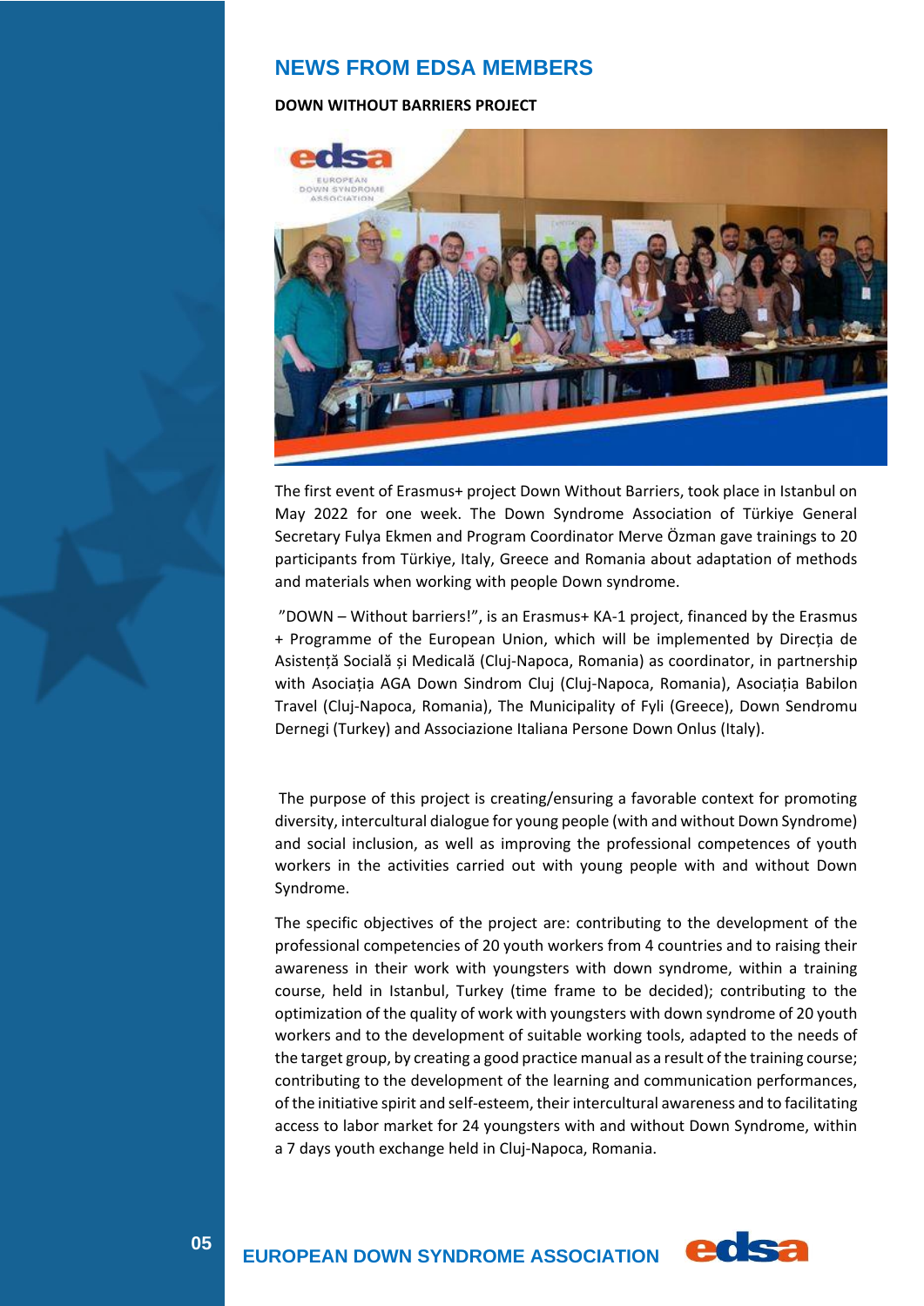## NEWS FROM EDSA MEMBERS

### DOWN WITHOUT BARRIERS PROJECT

The first event of Erasmus+ project Down Without Barriers, took place in Istanbul on May 2022 for one week. The Down Syndrome Association of Türkiye General Secretary Fulya Ekmen and Program Coordinator Merve Özman gave trainings to 20 participants from Türkiye, Italy, Greece and Romania about adaptation of methods and materials when working with people Down syndrome.

"DOWN – Without barriers!", is an Erasmus+ KA-1 project, financed by the Erasmus + Programme of the European Union, which will be implemented by Direcția de Asistență Socială și Medicală (Cluj-Napoca, Romania) as coordinator, in partnership with Asociația AGA Down Sindrom Cluj (Cluj-Napoca, Romania), Asociația Babilon Travel (Cluj-Napoca, Romania), The Municipality of Fyli (Greece), Down Sendromu Dernegi (Turkey) and Associazione Italiana Persone Down Onlus (Italy).

The purpose of this project is creating/ensuring a favorable context for promoting diversity, intercultural dialogue for young people (with and without Down Syndrome) and social inclusion, as well as improving the professional competences of youth workers in the activities carried out with young people with and without Down Syndrome.

The specific objectives of the project are: contributing to the development of the professional competencies of 20 youth workers from 4 countries and to raising their awareness in their work with youngsters with down syndrome, within a training course, held in Istanbul, Turkey (time frame to be decided); contributing to the optimization of the quality of work with youngsters with down syndrome of 20 youth workers and to the development of suitable working tools, adapted to the needs of the target group, by creating a good practice manual as a result of the training course; contributing to the development of the learning and communication performances, of the initiative spirit and self-esteem, their intercultural awareness and to facilitating access to labor market for 24 youngsters with and without Down Syndrome, within a 7 days youth exchange held in Cluj-Napoca, Romania.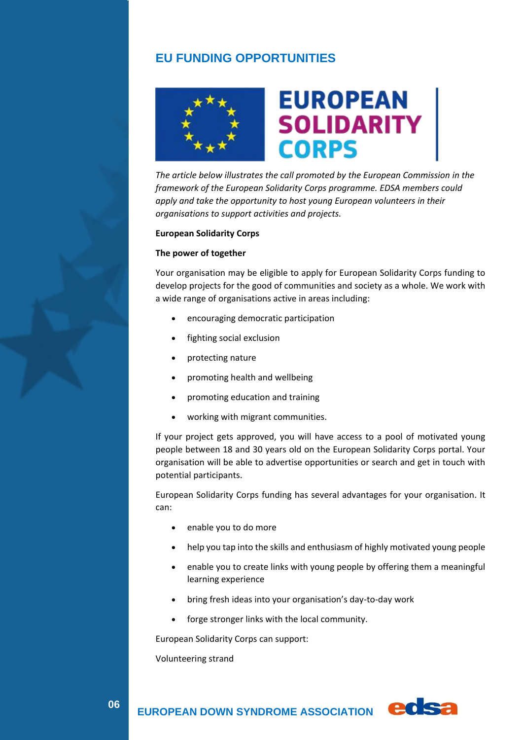## EU FUNDING OPPORTUNITIES

EUROPEAN SOLIDARITY CORPS

*The article below illustrates the call promoted by the European Commission in the framework of the European Solidarity Corps programme. EDSA members could apply and take the opportunity to host young European volunteers in their organisations to support activities and projects.*

**European Solidarity Corps**

**The power of together**

Your organisation may be eligible to apply for European Solidarity Corps funding to develop projects for the good of communities and society as a whole. We work with a wide range of organisations active in areas including:

- encouraging democratic participation
- fighting social exclusion
- protecting nature
- promoting health and wellbeing
- promoting education and training
- working with migrant communities.

If your project gets approved, you will have access to a pool of motivated young people between 18 and 30 years old on the European Solidarity Corps portal. Your organisation will be able to advertise opportunities or search and get in touch with potential participants.

European Solidarity Corps funding has several advantages for your organisation. It can:

- enable you to do more
- help you tap into the skills and enthusiasm of highly motivated young people
- enable you to create links with young people by offering them a meaningful learning experience
- bring fresh ideas into your organisation's day-to-day work
- forge stronger links with the local community.

European Solidarity Corps can support:

Volunteering strand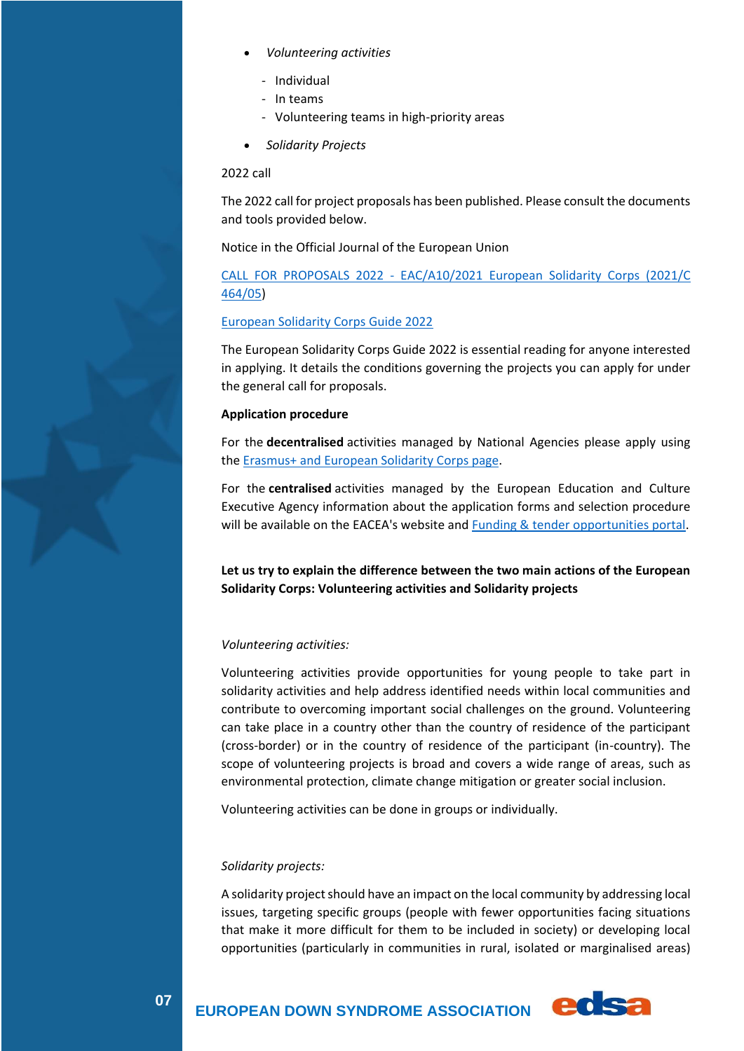- *Volunteering activities*
  - Individual
  - In teams
  - Volunteering teams in high-priority areas
- *Solidarity Projects*

2022 call

The 2022 call for project proposals has been published. Please consult the documents and tools provided below.

Notice in the Official Journal of the European Union

[CALL FOR PROPOSALS 2022 - EAC/A10/2021 European Solidarity Corps (2021/C 464/05)]()

[European Solidarity Corps Guide 2022]()

The European Solidarity Corps Guide 2022 is essential reading for anyone interested in applying. It details the conditions governing the projects you can apply for under the general call for proposals.

**Application procedure**

For the **decentralised** activities managed by National Agencies please apply using the [Erasmus+ and European Solidarity Corps page]().

For the **centralised** activities managed by the European Education and Culture Executive Agency information about the application forms and selection procedure will be available on the EACEA's website and [Funding & tender opportunities portal]().

**Let us try to explain the difference between the two main actions of the European Solidarity Corps: Volunteering activities and Solidarity projects**

*Volunteering activities:*

Volunteering activities provide opportunities for young people to take part in solidarity activities and help address identified needs within local communities and contribute to overcoming important social challenges on the ground. Volunteering can take place in a country other than the country of residence of the participant (cross-border) or in the country of residence of the participant (in-country). The scope of volunteering projects is broad and covers a wide range of areas, such as environmental protection, climate change mitigation or greater social inclusion.

Volunteering activities can be done in groups or individually.

*Solidarity projects:*

A solidarity project should have an impact on the local community by addressing local issues, targeting specific groups (people with fewer opportunities facing situations that make it more difficult for them to be included in society) or developing local opportunities (particularly in communities in rural, isolated or marginalised areas)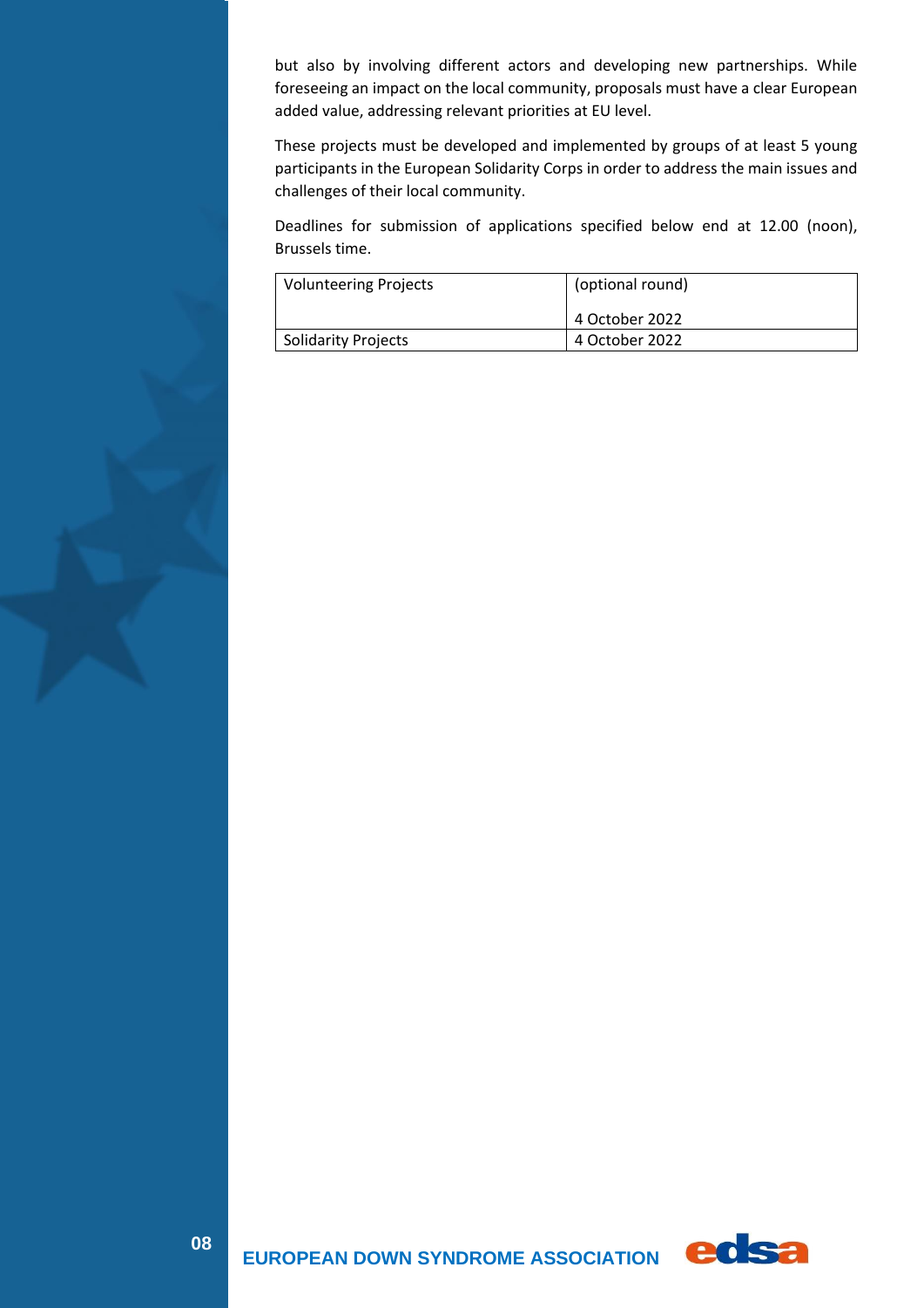but also by involving different actors and developing new partnerships. While foreseeing an impact on the local community, proposals must have a clear European added value, addressing relevant priorities at EU level.

These projects must be developed and implemented by groups of at least 5 young participants in the European Solidarity Corps in order to address the main issues and challenges of their local community.

Deadlines for submission of applications specified below end at 12.00 (noon), Brussels time.

| Volunteering Projects | (optional round)<br><br>4 October 2022 |
|---|---|
| Solidarity Projects | 4 October 2022 |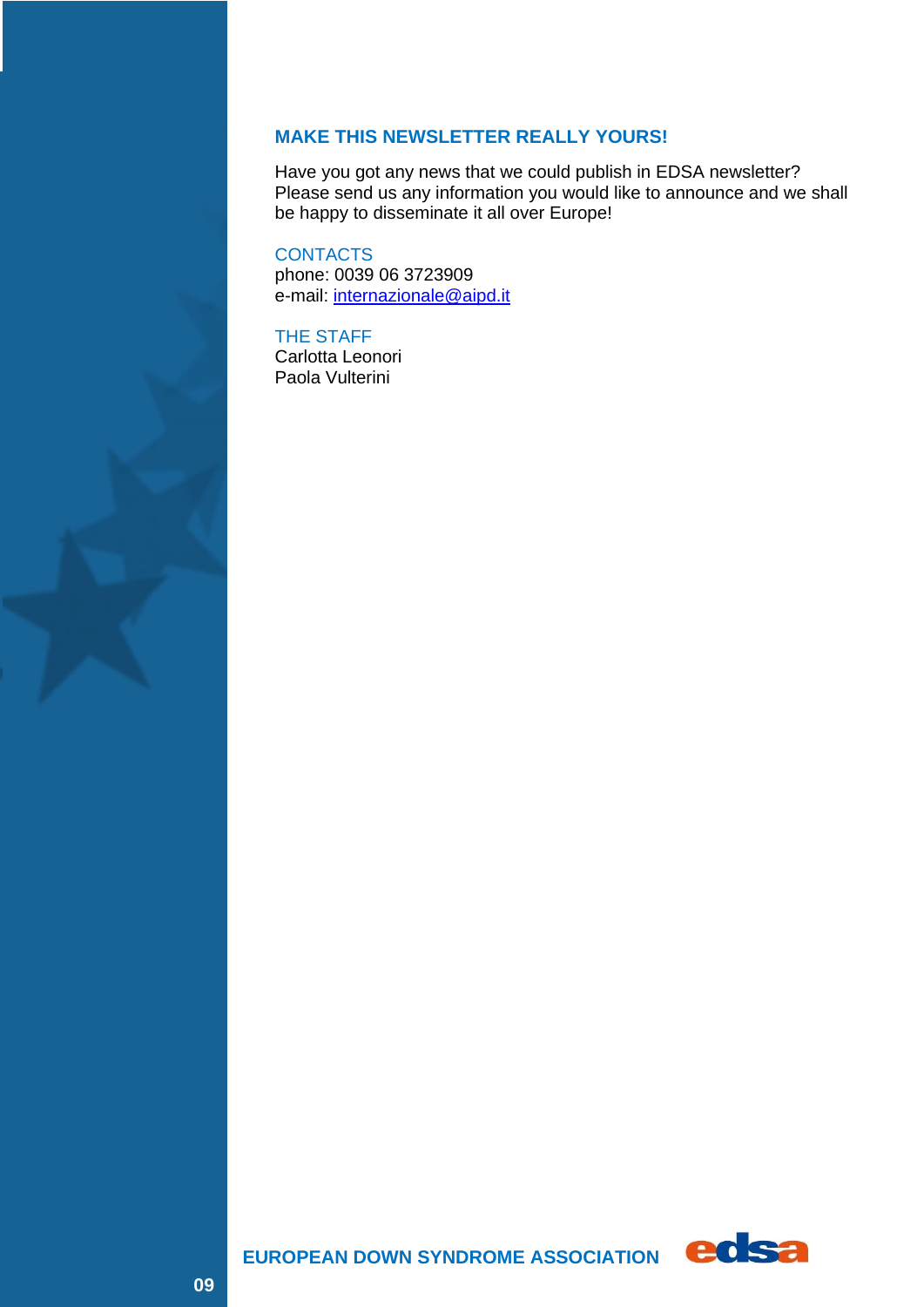## MAKE THIS NEWSLETTER REALLY YOURS!

Have you got any news that we could publish in EDSA newsletter? Please send us any information you would like to announce and we shall be happy to disseminate it all over Europe!

### CONTACTS

phone: 0039 06 3723909
e-mail: internazionale@aipd.it

### THE STAFF

Carlotta Leonori
Paola Vulterini